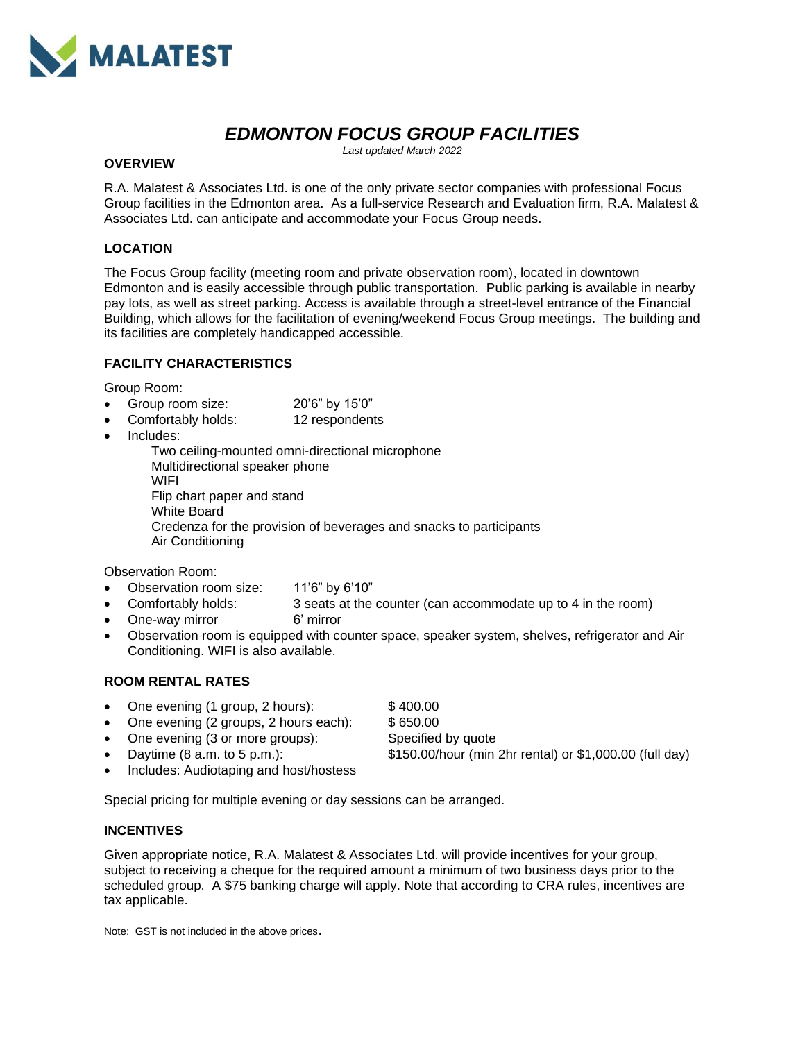MALATEST

# *EDMONTON FOCUS GROUP FACILITIES*

*Last updated March 2022*

## OVERVIEW

R.A. Malatest & Associates Ltd. is one of the only private sector companies with professional Focus Group facilities in the Edmonton area. As a full-service Research and Evaluation firm, R.A. Malatest & Associates Ltd. can anticipate and accommodate your Focus Group needs.

## LOCATION

The Focus Group facility (meeting room and private observation room), located in downtown Edmonton and is easily accessible through public transportation. Public parking is available in nearby pay lots, as well as street parking. Access is available through a street-level entrance of the Financial Building, which allows for the facilitation of evening/weekend Focus Group meetings. The building and its facilities are completely handicapped accessible.

## FACILITY CHARACTERISTICS

Group Room:

- Group room size: 20'6" by 15'0"
- Comfortably holds: 12 respondents
- Includes:
  - Two ceiling-mounted omni-directional microphone
  - Multidirectional speaker phone
  - WIFI
  - Flip chart paper and stand
  - White Board
  - Credenza for the provision of beverages and snacks to participants
  - Air Conditioning

Observation Room:

- Observation room size: 11'6" by 6'10"
- Comfortably holds: 3 seats at the counter (can accommodate up to 4 in the room)
- One-way mirror 6' mirror
- Observation room is equipped with counter space, speaker system, shelves, refrigerator and Air Conditioning. WIFI is also available.

## ROOM RENTAL RATES

- One evening (1 group, 2 hours): $ 400.00
- One evening (2 groups, 2 hours each): $ 650.00
- One evening (3 or more groups): Specified by quote
- Daytime (8 a.m. to 5 p.m.): $150.00/hour (min 2hr rental) or $1,000.00 (full day)
- Includes: Audiotaping and host/hostess

Special pricing for multiple evening or day sessions can be arranged.

## INCENTIVES

Given appropriate notice, R.A. Malatest & Associates Ltd. will provide incentives for your group, subject to receiving a cheque for the required amount a minimum of two business days prior to the scheduled group. A $75 banking charge will apply. Note that according to CRA rules, incentives are tax applicable.

Note: GST is not included in the above prices.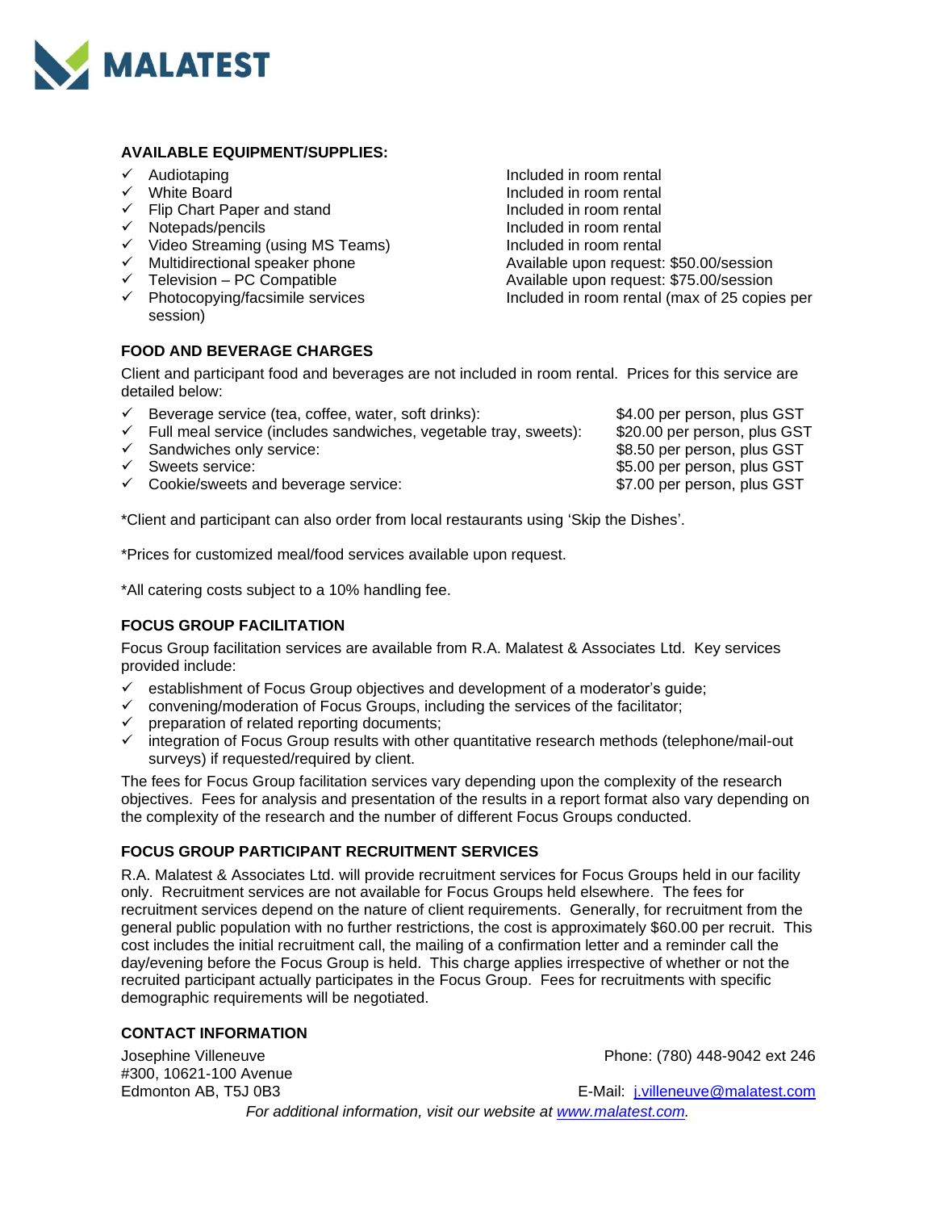MALATEST

**AVAILABLE EQUIPMENT/SUPPLIES:**

- ✓ Audiotaping — Included in room rental
- ✓ White Board — Included in room rental
- ✓ Flip Chart Paper and stand — Included in room rental
- ✓ Notepads/pencils — Included in room rental
- ✓ Video Streaming (using MS Teams) — Included in room rental
- ✓ Multidirectional speaker phone — Available upon request: $50.00/session
- ✓ Television – PC Compatible — Available upon request: $75.00/session
- ✓ Photocopying/facsimile services — Included in room rental (max of 25 copies per session)

**FOOD AND BEVERAGE CHARGES**

Client and participant food and beverages are not included in room rental. Prices for this service are detailed below:

- ✓ Beverage service (tea, coffee, water, soft drinks): $4.00 per person, plus GST
- ✓ Full meal service (includes sandwiches, vegetable tray, sweets): $20.00 per person, plus GST
- ✓ Sandwiches only service: $8.50 per person, plus GST
- ✓ Sweets service: $5.00 per person, plus GST
- ✓ Cookie/sweets and beverage service: $7.00 per person, plus GST

*Client and participant can also order from local restaurants using 'Skip the Dishes'.

*Prices for customized meal/food services available upon request.

*All catering costs subject to a 10% handling fee.

**FOCUS GROUP FACILITATION**

Focus Group facilitation services are available from R.A. Malatest & Associates Ltd. Key services provided include:

- ✓ establishment of Focus Group objectives and development of a moderator's guide;
- ✓ convening/moderation of Focus Groups, including the services of the facilitator;
- ✓ preparation of related reporting documents;
- ✓ integration of Focus Group results with other quantitative research methods (telephone/mail-out surveys) if requested/required by client.

The fees for Focus Group facilitation services vary depending upon the complexity of the research objectives. Fees for analysis and presentation of the results in a report format also vary depending on the complexity of the research and the number of different Focus Groups conducted.

**FOCUS GROUP PARTICIPANT RECRUITMENT SERVICES**

R.A. Malatest & Associates Ltd. will provide recruitment services for Focus Groups held in our facility only. Recruitment services are not available for Focus Groups held elsewhere. The fees for recruitment services depend on the nature of client requirements. Generally, for recruitment from the general public population with no further restrictions, the cost is approximately $60.00 per recruit. This cost includes the initial recruitment call, the mailing of a confirmation letter and a reminder call the day/evening before the Focus Group is held. This charge applies irrespective of whether or not the recruited participant actually participates in the Focus Group. Fees for recruitments with specific demographic requirements will be negotiated.

**CONTACT INFORMATION**

Josephine Villeneuve
#300, 10621-100 Avenue
Edmonton AB, T5J 0B3

Phone: (780) 448-9042 ext 246

E-Mail: [j.villeneuve@malatest.com](mailto:j.villeneuve@malatest.com)

*For additional information, visit our website at [www.malatest.com](http://www.malatest.com).*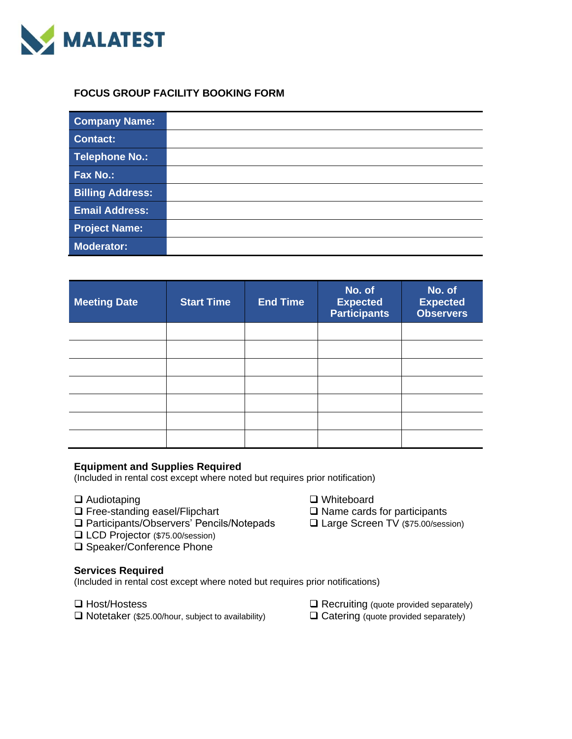MALATEST

## FOCUS GROUP FACILITY BOOKING FORM

| | |
|---|---|
| **Company Name:** | |
| **Contact:** | |
| **Telephone No.:** | |
| **Fax No.:** | |
| **Billing Address:** | |
| **Email Address:** | |
| **Project Name:** | |
| **Moderator:** | |

| Meeting Date | Start Time | End Time | No. of Expected Participants | No. of Expected Observers |
|---|---|---|---|---|
| | | | | |
| | | | | |
| | | | | |
| | | | | |
| | | | | |
| | | | | |
| | | | | |

**Equipment and Supplies Required**
(Included in rental cost except where noted but requires prior notification)

- ❑ Audiotaping
- ❑ Free-standing easel/Flipchart
- ❑ Participants/Observers' Pencils/Notepads
- ❑ LCD Projector ($75.00/session)
- ❑ Speaker/Conference Phone
- ❑ Whiteboard
- ❑ Name cards for participants
- ❑ Large Screen TV ($75.00/session)

**Services Required**
(Included in rental cost except where noted but requires prior notifications)

- ❑ Host/Hostess
- ❑ Notetaker ($25.00/hour, subject to availability)
- ❑ Recruiting (quote provided separately)
- ❑ Catering (quote provided separately)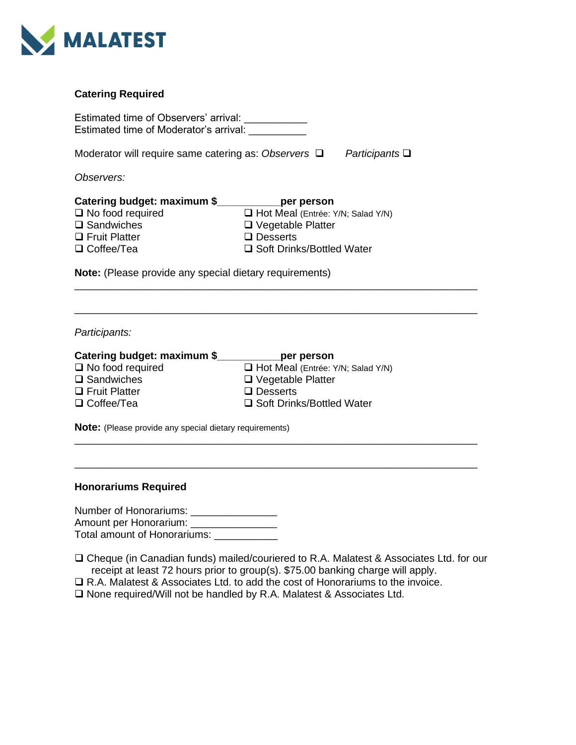MALATEST

**Catering Required**

Estimated time of Observers' arrival: ___________
Estimated time of Moderator's arrival: __________

Moderator will require same catering as: *Observers* ❑ *Participants* ❑

*Observers:*

**Catering budget: maximum $___________per person**

❑ No food required
❑ Sandwiches
❑ Fruit Platter
❑ Coffee/Tea
❑ Hot Meal (Entrée: Y/N; Salad Y/N)
❑ Vegetable Platter
❑ Desserts
❑ Soft Drinks/Bottled Water

**Note:** (Please provide any special dietary requirements)

_______________________________________________________________________

_______________________________________________________________________

*Participants:*

**Catering budget: maximum $___________per person**

❑ No food required
❑ Sandwiches
❑ Fruit Platter
❑ Coffee/Tea
❑ Hot Meal (Entrée: Y/N; Salad Y/N)
❑ Vegetable Platter
❑ Desserts
❑ Soft Drinks/Bottled Water

**Note:** (Please provide any special dietary requirements)

_______________________________________________________________________

_______________________________________________________________________

**Honorariums Required**

Number of Honorariums: _______________
Amount per Honorarium: _______________
Total amount of Honorariums: ___________

❑ Cheque (in Canadian funds) mailed/couriered to R.A. Malatest & Associates Ltd. for our receipt at least 72 hours prior to group(s). $75.00 banking charge will apply.
❑ R.A. Malatest & Associates Ltd. to add the cost of Honorariums to the invoice.
❑ None required/Will not be handled by R.A. Malatest & Associates Ltd.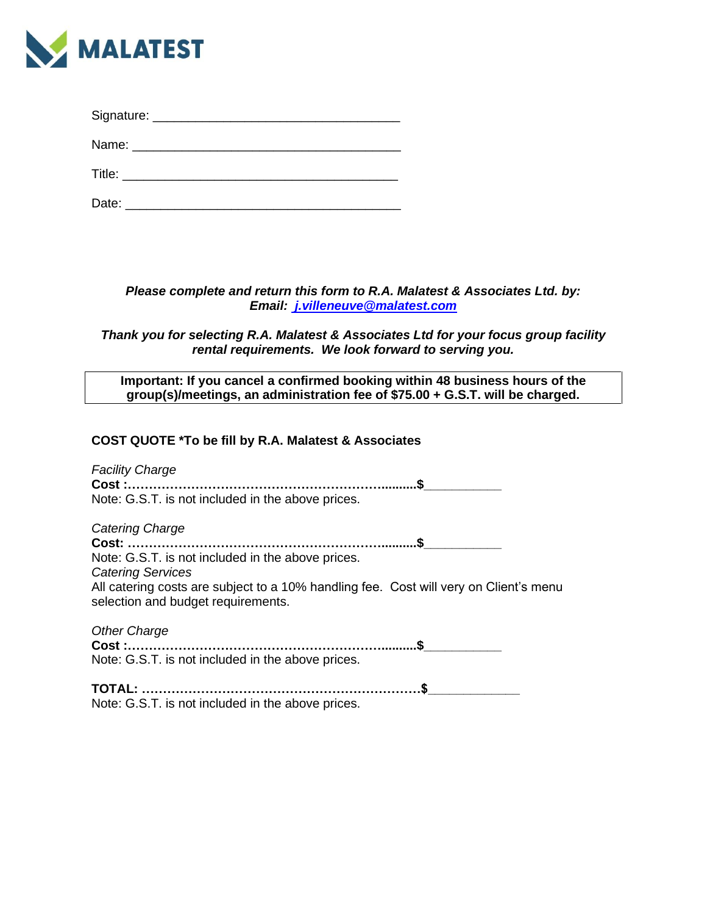MALATEST

Signature: ___________________________________

Name: ______________________________________

Title: ______________________________________

Date: ______________________________________

***Please complete and return this form to R.A. Malatest & Associates Ltd. by:***
***Email: [j.villeneuve@malatest.com](mailto:j.villeneuve@malatest.com)***

***Thank you for selecting R.A. Malatest & Associates Ltd for your focus group facility rental requirements. We look forward to serving you.***

**Important: If you cancel a confirmed booking within 48 business hours of the group(s)/meetings, an administration fee of $75.00 + G.S.T. will be charged.**

**COST QUOTE *To be fill by R.A. Malatest & Associates**

*Facility Charge*
**Cost :…………………………………………………………..........$**___________
Note: G.S.T. is not included in the above prices.

*Catering Charge*
**Cost: ……………………………………………………………..........$**___________
Note: G.S.T. is not included in the above prices.
*Catering Services*
All catering costs are subject to a 10% handling fee. Cost will very on Client's menu selection and budget requirements.

*Other Charge*
**Cost :…………………………………………………………..........$**___________
Note: G.S.T. is not included in the above prices.

**TOTAL: ……………………………………………………………$**_____________
Note: G.S.T. is not included in the above prices.